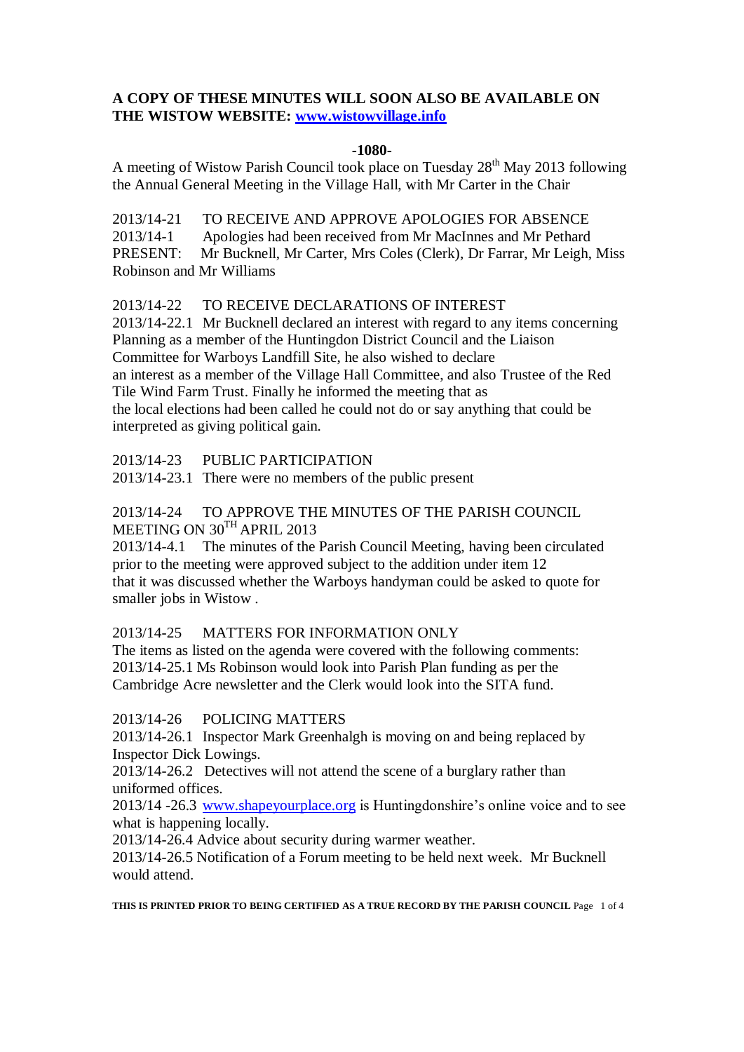**A COPY OF THESE MINUTES WILL SOON ALSO BE AVAILABLE ON THE WISTOW WEBSITE: [www.wistowvillage.info](http://www.wistowvillage.info)**

**-1080-**

A meeting of Wistow Parish Council took place on Tuesday 28th May 2013 following the Annual General Meeting in the Village Hall, with Mr Carter in the Chair

2013/14-21 TO RECEIVE AND APPROVE APOLOGIES FOR ABSENCE
2013/14-1 Apologies had been received from Mr MacInnes and Mr Pethard
PRESENT: Mr Bucknell, Mr Carter, Mrs Coles (Clerk), Dr Farrar, Mr Leigh, Miss Robinson and Mr Williams

2013/14-22 TO RECEIVE DECLARATIONS OF INTEREST
2013/14-22.1 Mr Bucknell declared an interest with regard to any items concerning Planning as a member of the Huntingdon District Council and the Liaison Committee for Warboys Landfill Site, he also wished to declare an interest as a member of the Village Hall Committee, and also Trustee of the Red Tile Wind Farm Trust. Finally he informed the meeting that as the local elections had been called he could not do or say anything that could be interpreted as giving political gain.

2013/14-23 PUBLIC PARTICIPATION
2013/14-23.1 There were no members of the public present

2013/14-24 TO APPROVE THE MINUTES OF THE PARISH COUNCIL MEETING ON 30TH APRIL 2013
2013/14-4.1 The minutes of the Parish Council Meeting, having been circulated prior to the meeting were approved subject to the addition under item 12 that it was discussed whether the Warboys handyman could be asked to quote for smaller jobs in Wistow .

2013/14-25 MATTERS FOR INFORMATION ONLY
The items as listed on the agenda were covered with the following comments:
2013/14-25.1 Ms Robinson would look into Parish Plan funding as per the Cambridge Acre newsletter and the Clerk would look into the SITA fund.

2013/14-26 POLICING MATTERS
2013/14-26.1 Inspector Mark Greenhalgh is moving on and being replaced by Inspector Dick Lowings.
2013/14-26.2 Detectives will not attend the scene of a burglary rather than uniformed offices.
2013/14 -26.3 [www.shapeyourplace.org](http://www.shapeyourplace.org) is Huntingdonshire's online voice and to see what is happening locally.
2013/14-26.4 Advice about security during warmer weather.
2013/14-26.5 Notification of a Forum meeting to be held next week. Mr Bucknell would attend.

**THIS IS PRINTED PRIOR TO BEING CERTIFIED AS A TRUE RECORD BY THE PARISH COUNCIL**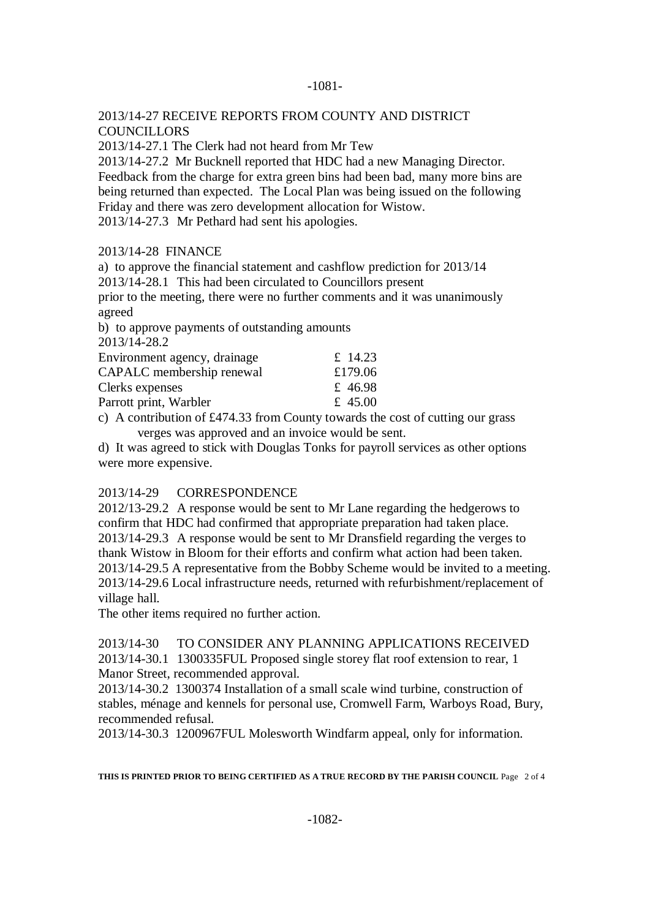2013/14-27 RECEIVE REPORTS FROM COUNTY AND DISTRICT COUNCILLORS

2013/14-27.1 The Clerk had not heard from Mr Tew

2013/14-27.2 Mr Bucknell reported that HDC had a new Managing Director. Feedback from the charge for extra green bins had been bad, many more bins are being returned than expected. The Local Plan was being issued on the following Friday and there was zero development allocation for Wistow.

2013/14-27.3 Mr Pethard had sent his apologies.

2013/14-28 FINANCE

a) to approve the financial statement and cashflow prediction for 2013/14

2013/14-28.1 This had been circulated to Councillors present prior to the meeting, there were no further comments and it was unanimously agreed

b) to approve payments of outstanding amounts

2013/14-28.2

| | |
|---|---|
| Environment agency, drainage | £ 14.23 |
| CAPALC membership renewal | £179.06 |
| Clerks expenses | £ 46.98 |
| Parrott print, Warbler | £ 45.00 |

c) A contribution of £474.33 from County towards the cost of cutting our grass verges was approved and an invoice would be sent.

d) It was agreed to stick with Douglas Tonks for payroll services as other options were more expensive.

2013/14-29 CORRESPONDENCE

2012/13-29.2 A response would be sent to Mr Lane regarding the hedgerows to confirm that HDC had confirmed that appropriate preparation had taken place.

2013/14-29.3 A response would be sent to Mr Dransfield regarding the verges to thank Wistow in Bloom for their efforts and confirm what action had been taken.

2013/14-29.5 A representative from the Bobby Scheme would be invited to a meeting.

2013/14-29.6 Local infrastructure needs, returned with refurbishment/replacement of village hall.

The other items required no further action.

2013/14-30 TO CONSIDER ANY PLANNING APPLICATIONS RECEIVED

2013/14-30.1 1300335FUL Proposed single storey flat roof extension to rear, 1 Manor Street, recommended approval.

2013/14-30.2 1300374 Installation of a small scale wind turbine, construction of stables, ménage and kennels for personal use, Cromwell Farm, Warboys Road, Bury, recommended refusal.

2013/14-30.3 1200967FUL Molesworth Windfarm appeal, only for information.

**THIS IS PRINTED PRIOR TO BEING CERTIFIED AS A TRUE RECORD BY THE PARISH COUNCIL**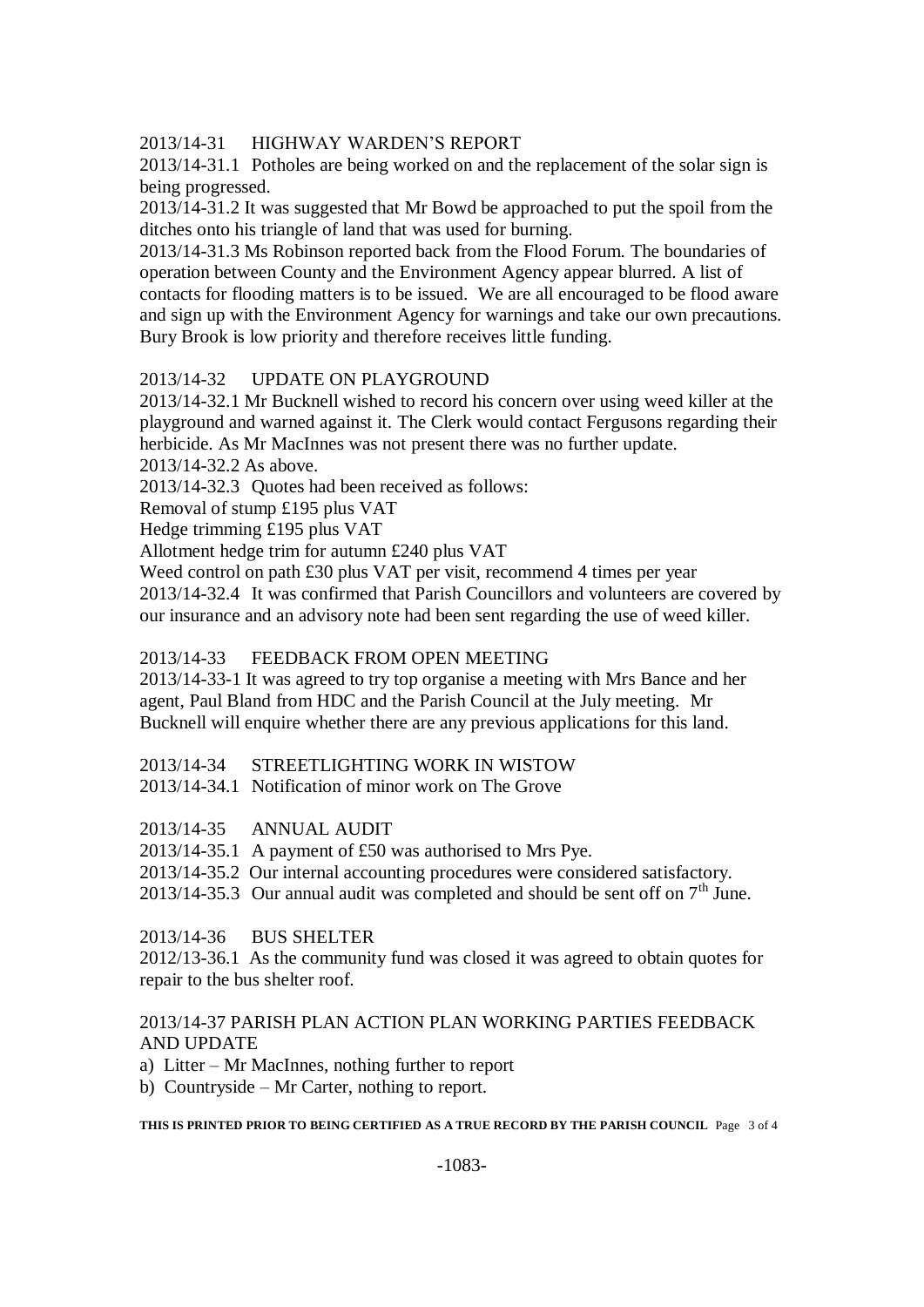2013/14-31 HIGHWAY WARDEN'S REPORT

2013/14-31.1 Potholes are being worked on and the replacement of the solar sign is being progressed.

2013/14-31.2 It was suggested that Mr Bowd be approached to put the spoil from the ditches onto his triangle of land that was used for burning.

2013/14-31.3 Ms Robinson reported back from the Flood Forum. The boundaries of operation between County and the Environment Agency appear blurred. A list of contacts for flooding matters is to be issued. We are all encouraged to be flood aware and sign up with the Environment Agency for warnings and take our own precautions. Bury Brook is low priority and therefore receives little funding.

2013/14-32 UPDATE ON PLAYGROUND

2013/14-32.1 Mr Bucknell wished to record his concern over using weed killer at the playground and warned against it. The Clerk would contact Fergusons regarding their herbicide. As Mr MacInnes was not present there was no further update.

2013/14-32.2 As above.

2013/14-32.3 Quotes had been received as follows:

Removal of stump £195 plus VAT

Hedge trimming £195 plus VAT

Allotment hedge trim for autumn £240 plus VAT

Weed control on path £30 plus VAT per visit, recommend 4 times per year

2013/14-32.4 It was confirmed that Parish Councillors and volunteers are covered by our insurance and an advisory note had been sent regarding the use of weed killer.

2013/14-33 FEEDBACK FROM OPEN MEETING

2013/14-33-1 It was agreed to try top organise a meeting with Mrs Bance and her agent, Paul Bland from HDC and the Parish Council at the July meeting. Mr Bucknell will enquire whether there are any previous applications for this land.

2013/14-34 STREETLIGHTING WORK IN WISTOW

2013/14-34.1 Notification of minor work on The Grove

2013/14-35 ANNUAL AUDIT

2013/14-35.1 A payment of £50 was authorised to Mrs Pye.

2013/14-35.2 Our internal accounting procedures were considered satisfactory.

2013/14-35.3 Our annual audit was completed and should be sent off on 7th June.

2013/14-36 BUS SHELTER

2012/13-36.1 As the community fund was closed it was agreed to obtain quotes for repair to the bus shelter roof.

2013/14-37 PARISH PLAN ACTION PLAN WORKING PARTIES FEEDBACK AND UPDATE

a) Litter – Mr MacInnes, nothing further to report
b) Countryside – Mr Carter, nothing to report.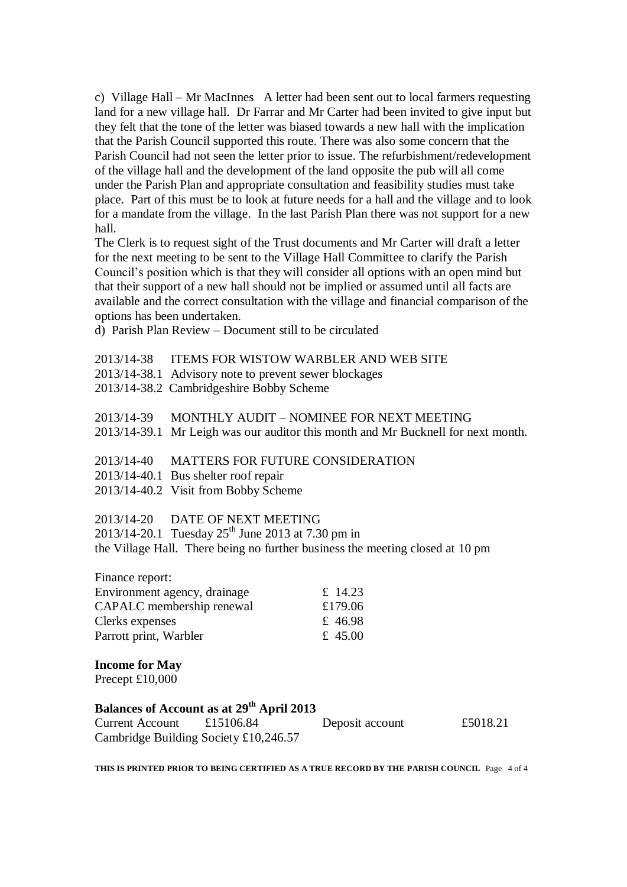c) Village Hall – Mr MacInnes A letter had been sent out to local farmers requesting land for a new village hall. Dr Farrar and Mr Carter had been invited to give input but they felt that the tone of the letter was biased towards a new hall with the implication that the Parish Council supported this route. There was also some concern that the Parish Council had not seen the letter prior to issue. The refurbishment/redevelopment of the village hall and the development of the land opposite the pub will all come under the Parish Plan and appropriate consultation and feasibility studies must take place. Part of this must be to look at future needs for a hall and the village and to look for a mandate from the village. In the last Parish Plan there was not support for a new hall.

The Clerk is to request sight of the Trust documents and Mr Carter will draft a letter for the next meeting to be sent to the Village Hall Committee to clarify the Parish Council's position which is that they will consider all options with an open mind but that their support of a new hall should not be implied or assumed until all facts are available and the correct consultation with the village and financial comparison of the options has been undertaken.

d) Parish Plan Review – Document still to be circulated

2013/14-38 ITEMS FOR WISTOW WARBLER AND WEB SITE

2013/14-38.1 Advisory note to prevent sewer blockages

2013/14-38.2 Cambridgeshire Bobby Scheme

2013/14-39 MONTHLY AUDIT – NOMINEE FOR NEXT MEETING

2013/14-39.1 Mr Leigh was our auditor this month and Mr Bucknell for next month.

2013/14-40 MATTERS FOR FUTURE CONSIDERATION

2013/14-40.1 Bus shelter roof repair

2013/14-40.2 Visit from Bobby Scheme

2013/14-20 DATE OF NEXT MEETING

2013/14-20.1 Tuesday 25th June 2013 at 7.30 pm in the Village Hall. There being no further business the meeting closed at 10 pm

Finance report:

| | |
|---|---|
| Environment agency, drainage | £ 14.23 |
| CAPALC membership renewal | £179.06 |
| Clerks expenses | £ 46.98 |
| Parrott print, Warbler | £ 45.00 |

**Income for May**

Precept £10,000

**Balances of Account as at 29th April 2013**

Current Account £15106.84 Deposit account £5018.21

Cambridge Building Society £10,246.57

**THIS IS PRINTED PRIOR TO BEING CERTIFIED AS A TRUE RECORD BY THE PARISH COUNCIL**